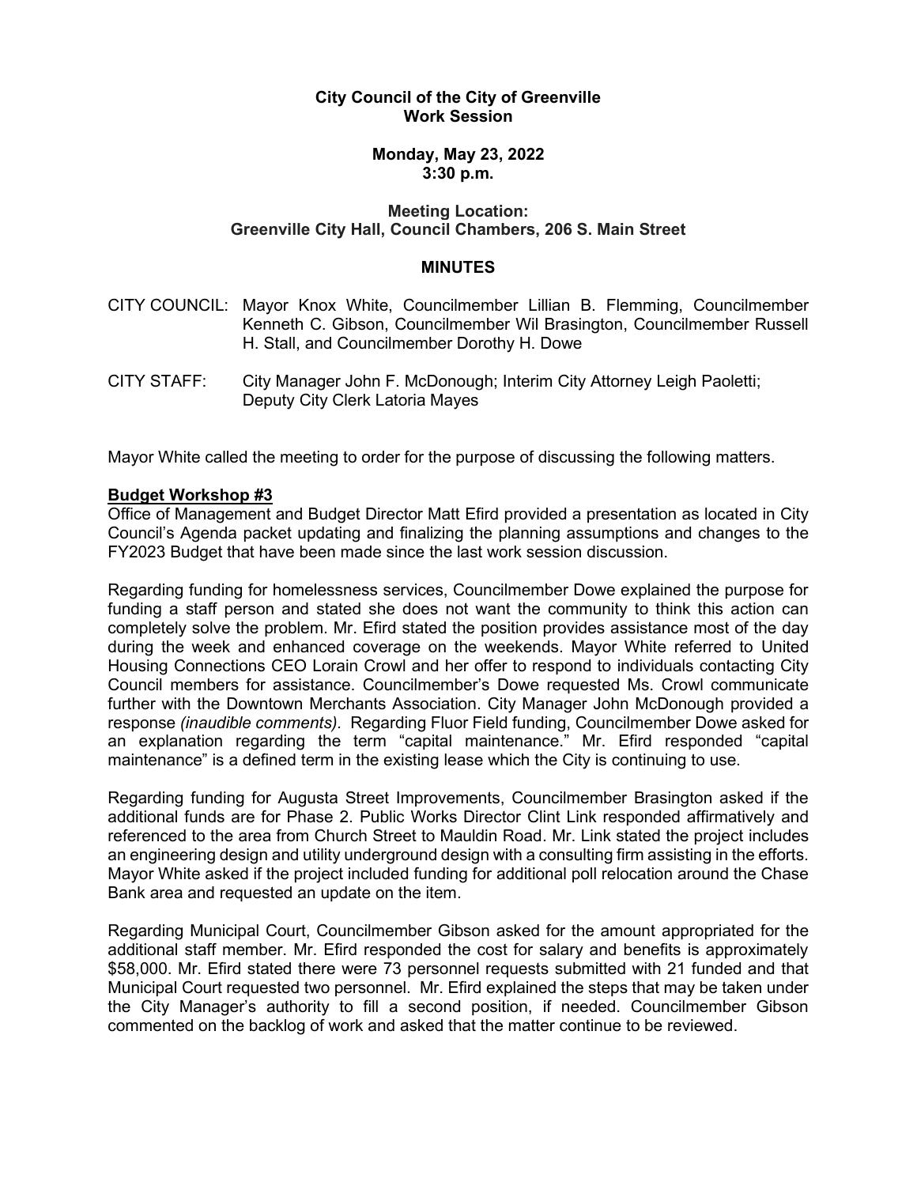**City Council of the City of Greenville**
**Work Session**

**Monday, May 23, 2022**
**3:30 p.m.**

**Meeting Location:**
**Greenville City Hall, Council Chambers, 206 S. Main Street**

**MINUTES**

CITY COUNCIL: Mayor Knox White, Councilmember Lillian B. Flemming, Councilmember Kenneth C. Gibson, Councilmember Wil Brasington, Councilmember Russell H. Stall, and Councilmember Dorothy H. Dowe

CITY STAFF: City Manager John F. McDonough; Interim City Attorney Leigh Paoletti; Deputy City Clerk Latoria Mayes

Mayor White called the meeting to order for the purpose of discussing the following matters.

**Budget Workshop #3**

Office of Management and Budget Director Matt Efird provided a presentation as located in City Council's Agenda packet updating and finalizing the planning assumptions and changes to the FY2023 Budget that have been made since the last work session discussion.

Regarding funding for homelessness services, Councilmember Dowe explained the purpose for funding a staff person and stated she does not want the community to think this action can completely solve the problem. Mr. Efird stated the position provides assistance most of the day during the week and enhanced coverage on the weekends. Mayor White referred to United Housing Connections CEO Lorain Crowl and her offer to respond to individuals contacting City Council members for assistance. Councilmember's Dowe requested Ms. Crowl communicate further with the Downtown Merchants Association. City Manager John McDonough provided a response *(inaudible comments)*. Regarding Fluor Field funding, Councilmember Dowe asked for an explanation regarding the term "capital maintenance." Mr. Efird responded "capital maintenance" is a defined term in the existing lease which the City is continuing to use.

Regarding funding for Augusta Street Improvements, Councilmember Brasington asked if the additional funds are for Phase 2. Public Works Director Clint Link responded affirmatively and referenced to the area from Church Street to Mauldin Road. Mr. Link stated the project includes an engineering design and utility underground design with a consulting firm assisting in the efforts. Mayor White asked if the project included funding for additional poll relocation around the Chase Bank area and requested an update on the item.

Regarding Municipal Court, Councilmember Gibson asked for the amount appropriated for the additional staff member. Mr. Efird responded the cost for salary and benefits is approximately $58,000. Mr. Efird stated there were 73 personnel requests submitted with 21 funded and that Municipal Court requested two personnel. Mr. Efird explained the steps that may be taken under the City Manager's authority to fill a second position, if needed. Councilmember Gibson commented on the backlog of work and asked that the matter continue to be reviewed.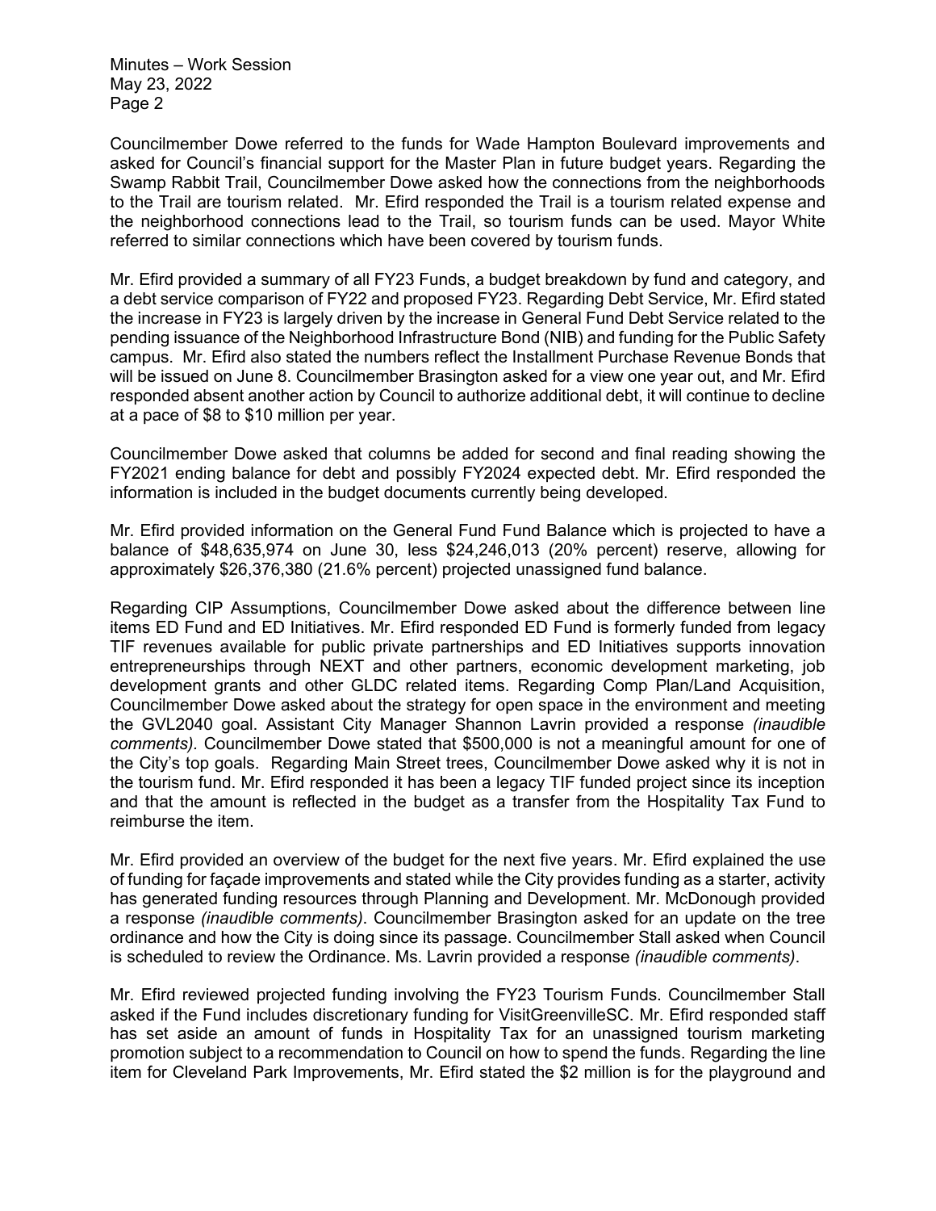Councilmember Dowe referred to the funds for Wade Hampton Boulevard improvements and asked for Council's financial support for the Master Plan in future budget years. Regarding the Swamp Rabbit Trail, Councilmember Dowe asked how the connections from the neighborhoods to the Trail are tourism related. Mr. Efird responded the Trail is a tourism related expense and the neighborhood connections lead to the Trail, so tourism funds can be used. Mayor White referred to similar connections which have been covered by tourism funds.

Mr. Efird provided a summary of all FY23 Funds, a budget breakdown by fund and category, and a debt service comparison of FY22 and proposed FY23. Regarding Debt Service, Mr. Efird stated the increase in FY23 is largely driven by the increase in General Fund Debt Service related to the pending issuance of the Neighborhood Infrastructure Bond (NIB) and funding for the Public Safety campus. Mr. Efird also stated the numbers reflect the Installment Purchase Revenue Bonds that will be issued on June 8. Councilmember Brasington asked for a view one year out, and Mr. Efird responded absent another action by Council to authorize additional debt, it will continue to decline at a pace of $8 to $10 million per year.

Councilmember Dowe asked that columns be added for second and final reading showing the FY2021 ending balance for debt and possibly FY2024 expected debt. Mr. Efird responded the information is included in the budget documents currently being developed.

Mr. Efird provided information on the General Fund Fund Balance which is projected to have a balance of $48,635,974 on June 30, less $24,246,013 (20% percent) reserve, allowing for approximately $26,376,380 (21.6% percent) projected unassigned fund balance.

Regarding CIP Assumptions, Councilmember Dowe asked about the difference between line items ED Fund and ED Initiatives. Mr. Efird responded ED Fund is formerly funded from legacy TIF revenues available for public private partnerships and ED Initiatives supports innovation entrepreneurships through NEXT and other partners, economic development marketing, job development grants and other GLDC related items. Regarding Comp Plan/Land Acquisition, Councilmember Dowe asked about the strategy for open space in the environment and meeting the GVL2040 goal. Assistant City Manager Shannon Lavrin provided a response *(inaudible comments).* Councilmember Dowe stated that $500,000 is not a meaningful amount for one of the City's top goals. Regarding Main Street trees, Councilmember Dowe asked why it is not in the tourism fund. Mr. Efird responded it has been a legacy TIF funded project since its inception and that the amount is reflected in the budget as a transfer from the Hospitality Tax Fund to reimburse the item.

Mr. Efird provided an overview of the budget for the next five years. Mr. Efird explained the use of funding for façade improvements and stated while the City provides funding as a starter, activity has generated funding resources through Planning and Development. Mr. McDonough provided a response *(inaudible comments)*. Councilmember Brasington asked for an update on the tree ordinance and how the City is doing since its passage. Councilmember Stall asked when Council is scheduled to review the Ordinance. Ms. Lavrin provided a response *(inaudible comments)*.

Mr. Efird reviewed projected funding involving the FY23 Tourism Funds. Councilmember Stall asked if the Fund includes discretionary funding for VisitGreenvilleSC. Mr. Efird responded staff has set aside an amount of funds in Hospitality Tax for an unassigned tourism marketing promotion subject to a recommendation to Council on how to spend the funds. Regarding the line item for Cleveland Park Improvements, Mr. Efird stated the $2 million is for the playground and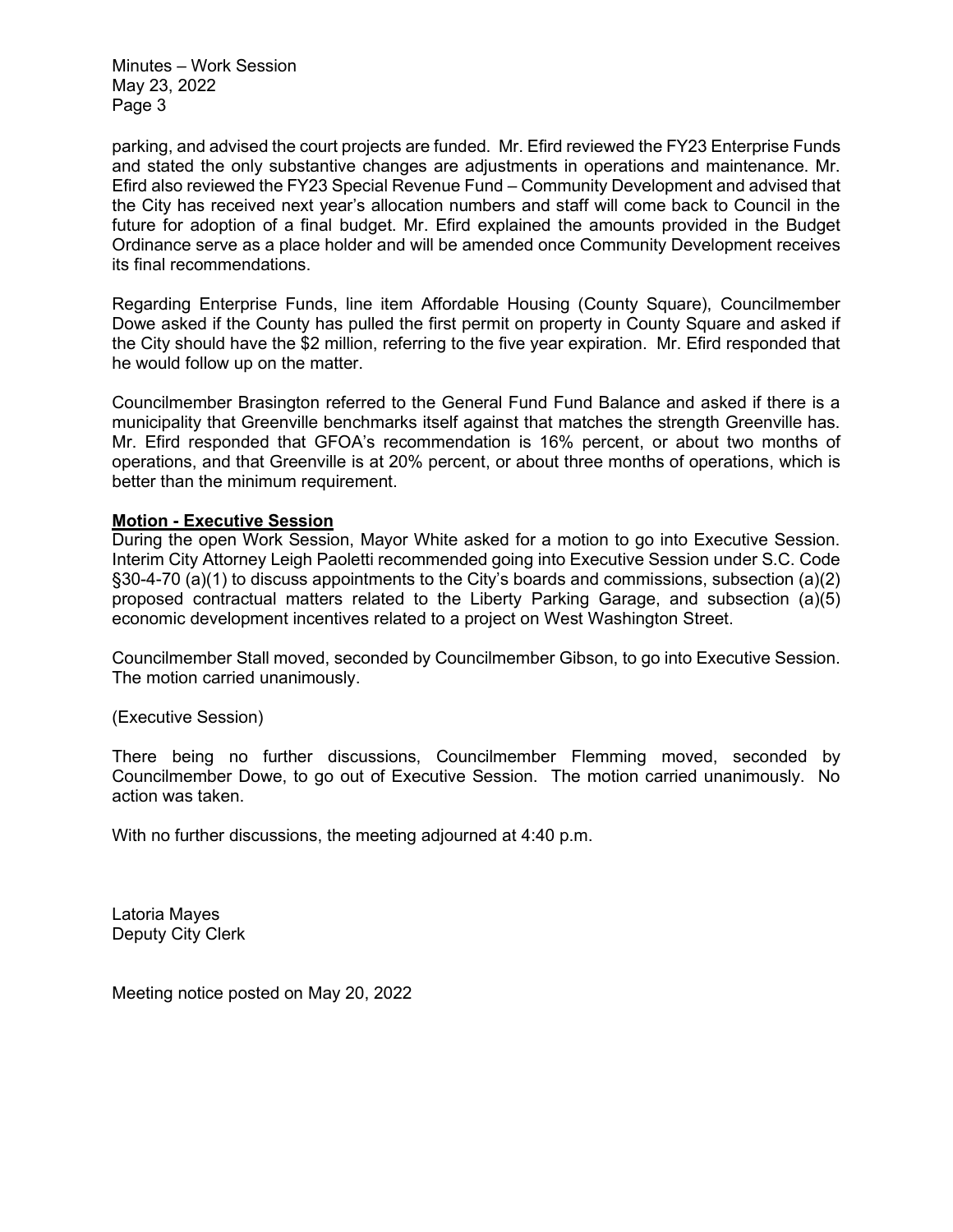parking, and advised the court projects are funded. Mr. Efird reviewed the FY23 Enterprise Funds and stated the only substantive changes are adjustments in operations and maintenance. Mr. Efird also reviewed the FY23 Special Revenue Fund – Community Development and advised that the City has received next year's allocation numbers and staff will come back to Council in the future for adoption of a final budget. Mr. Efird explained the amounts provided in the Budget Ordinance serve as a place holder and will be amended once Community Development receives its final recommendations.

Regarding Enterprise Funds, line item Affordable Housing (County Square), Councilmember Dowe asked if the County has pulled the first permit on property in County Square and asked if the City should have the $2 million, referring to the five year expiration. Mr. Efird responded that he would follow up on the matter.

Councilmember Brasington referred to the General Fund Fund Balance and asked if there is a municipality that Greenville benchmarks itself against that matches the strength Greenville has. Mr. Efird responded that GFOA's recommendation is 16% percent, or about two months of operations, and that Greenville is at 20% percent, or about three months of operations, which is better than the minimum requirement.

**Motion - Executive Session**

During the open Work Session, Mayor White asked for a motion to go into Executive Session. Interim City Attorney Leigh Paoletti recommended going into Executive Session under S.C. Code §30-4-70 (a)(1) to discuss appointments to the City's boards and commissions, subsection (a)(2) proposed contractual matters related to the Liberty Parking Garage, and subsection (a)(5) economic development incentives related to a project on West Washington Street.

Councilmember Stall moved, seconded by Councilmember Gibson, to go into Executive Session. The motion carried unanimously.

(Executive Session)

There being no further discussions, Councilmember Flemming moved, seconded by Councilmember Dowe, to go out of Executive Session. The motion carried unanimously. No action was taken.

With no further discussions, the meeting adjourned at 4:40 p.m.

Latoria Mayes
Deputy City Clerk

Meeting notice posted on May 20, 2022